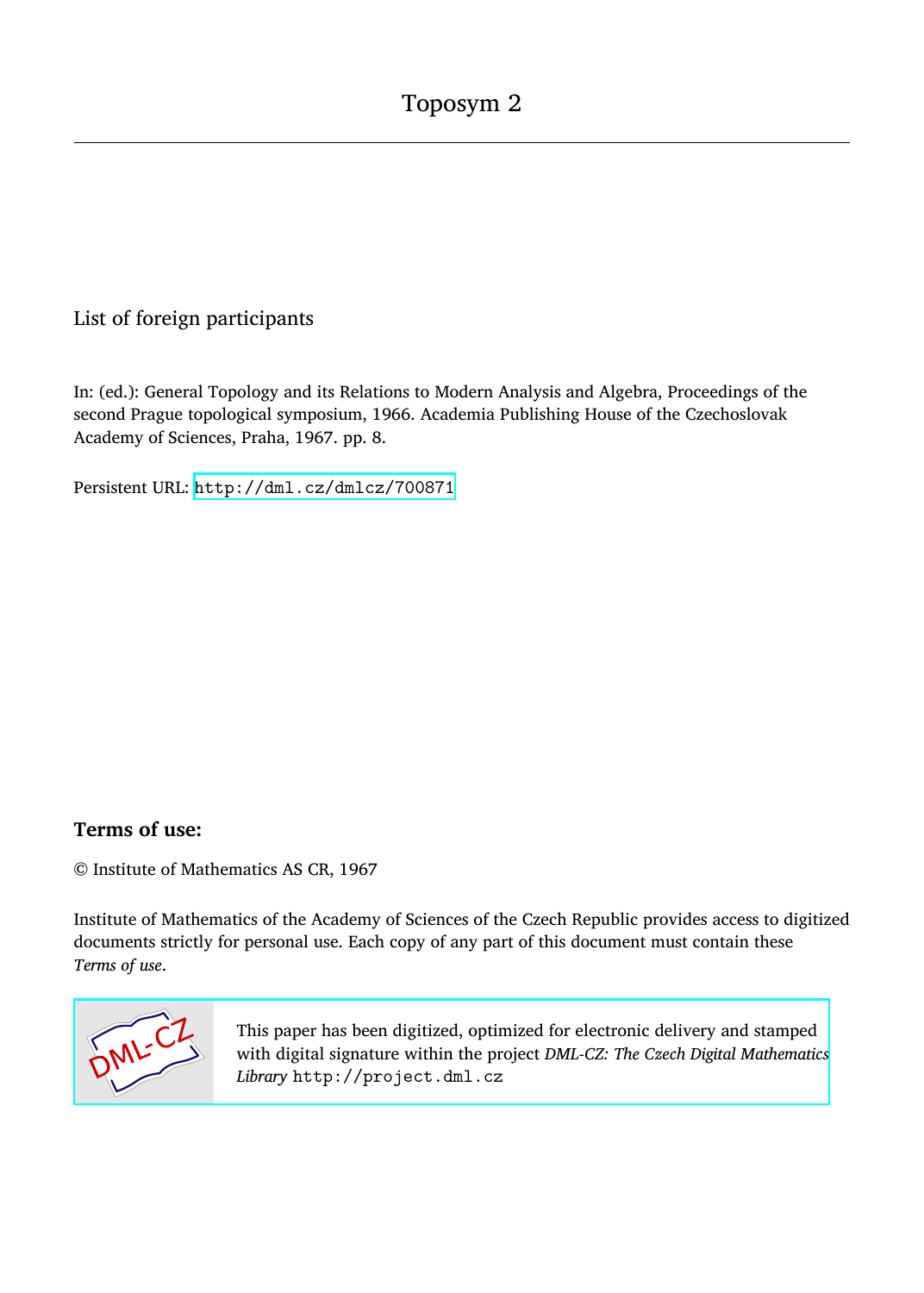# Toposym 2

List of foreign participants

In: (ed.): General Topology and its Relations to Modern Analysis and Algebra, Proceedings of the second Prague topological symposium, 1966. Academia Publishing House of the Czechoslovak Academy of Sciences, Praha, 1967. pp. 8.

Persistent URL: http://dml.cz/dmlcz/700871

## Terms of use:

© Institute of Mathematics AS CR, 1967

Institute of Mathematics of the Academy of Sciences of the Czech Republic provides access to digitized documents strictly for personal use. Each copy of any part of this document must contain these *Terms of use*.

This paper has been digitized, optimized for electronic delivery and stamped with digital signature within the project *DML-CZ: The Czech Digital Mathematics Library* http://project.dml.cz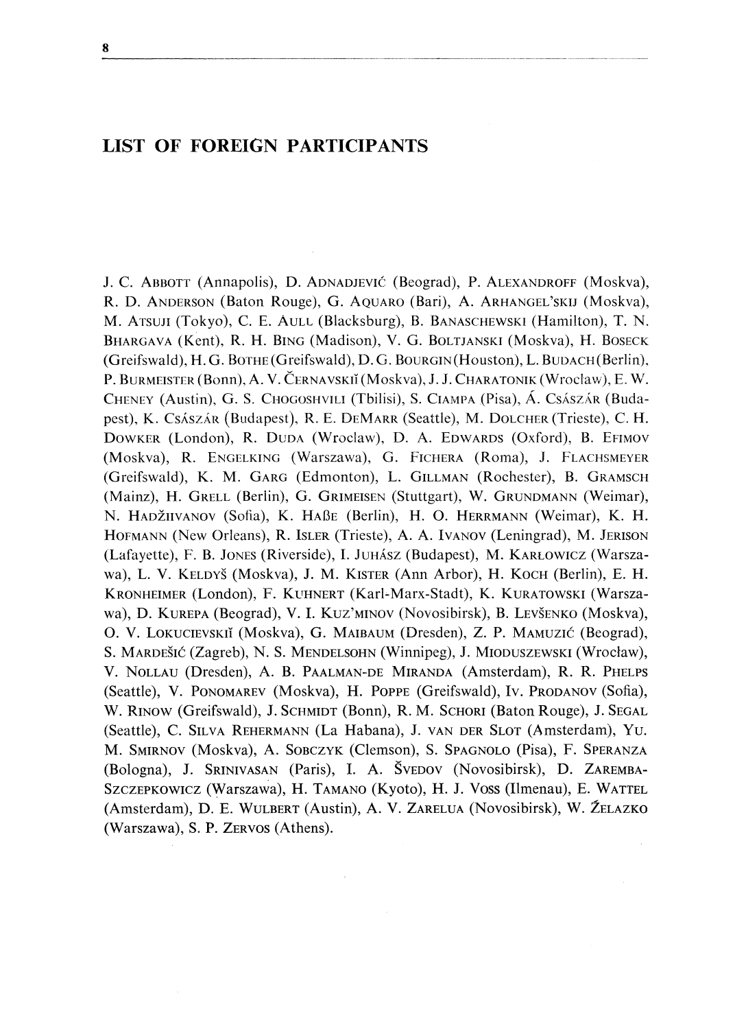# LIST OF FOREIGN PARTICIPANTS

J. C. ABBOTT (Annapolis), D. ADNADJEVIĆ (Beograd), P. ALEXANDROFF (Moskva), R. D. ANDERSON (Baton Rouge), G. AQUARO (Bari), A. ARHANGEL'SKIJ (Moskva), M. ATSUJI (Tokyo), C. E. AULL (Blacksburg), B. BANASCHEWSKI (Hamilton), T. N. BHARGAVA (Kent), R. H. BING (Madison), V. G. BOLTJANSKI (Moskva), H. BOSECK (Greifswald), H. G. BOTHE (Greifswald), D. G. BOURGIN (Houston), L. BUDACH (Berlin), P. BURMEISTER (Bonn), A. V. ČERNAVSKIĬ (Moskva), J. J. CHARATONIK (Wrocław), E. W. CHENEY (Austin), G. S. CHOGOSHVILI (Tbilisi), S. CIAMPA (Pisa), Á. CSÁSZÁR (Budapest), K. CSÁSZÁR (Budapest), R. E. DEMARR (Seattle), M. DOLCHER (Trieste), C. H. DOWKER (London), R. DUDA (Wrocław), D. A. EDWARDS (Oxford), B. EFIMOV (Moskva), R. ENGELKING (Warszawa), G. FICHERA (Roma), J. FLACHSMEYER (Greifswald), K. M. GARG (Edmonton), L. GILLMAN (Rochester), B. GRAMSCH (Mainz), H. GRELL (Berlin), G. GRIMEISEN (Stuttgart), W. GRUNDMANN (Weimar), N. HADŽIIVANOV (Sofia), K. HAßE (Berlin), H. O. HERRMANN (Weimar), K. H. HOFMANN (New Orleans), R. ISLER (Trieste), A. A. IVANOV (Leningrad), M. JERISON (Lafayette), F. B. JONES (Riverside), I. JUHÁSZ (Budapest), M. KARŁOWICZ (Warszawa), L. V. KELDYŠ (Moskva), J. M. KISTER (Ann Arbor), H. KOCH (Berlin), E. H. KRONHEIMER (London), F. KUHNERT (Karl-Marx-Stadt), K. KURATOWSKI (Warszawa), D. KUREPA (Beograd), V. I. KUZ'MINOV (Novosibirsk), B. LEVŠENKO (Moskva), O. V. LOKUCIEVSKIĬ (Moskva), G. MAIBAUM (Dresden), Z. P. MAMUZIĆ (Beograd), S. MARDEŠIĆ (Zagreb), N. S. MENDELSOHN (Winnipeg), J. MIODUSZEWSKI (Wrocław), V. NOLLAU (Dresden), A. B. PAALMAN-DE MIRANDA (Amsterdam), R. R. PHELPS (Seattle), V. PONOMAREV (Moskva), H. POPPE (Greifswald), IV. PRODANOV (Sofia), W. RINOW (Greifswald), J. SCHMIDT (Bonn), R. M. SCHORI (Baton Rouge), J. SEGAL (Seattle), C. SILVA REHERMANN (La Habana), J. VAN DER SLOT (Amsterdam), YU. M. SMIRNOV (Moskva), A. SOBCZYK (Clemson), S. SPAGNOLO (Pisa), F. SPERANZA (Bologna), J. SRINIVASAN (Paris), I. A. ŠVEDOV (Novosibirsk), D. ZAREMBA-SZCZEPKOWICZ (Warszawa), H. TAMANO (Kyoto), H. J. VOSS (Ilmenau), E. WATTEL (Amsterdam), D. E. WULBERT (Austin), A. V. ZARELUA (Novosibirsk), W. ŹELAZKO (Warszawa), S. P. ZERVOS (Athens).